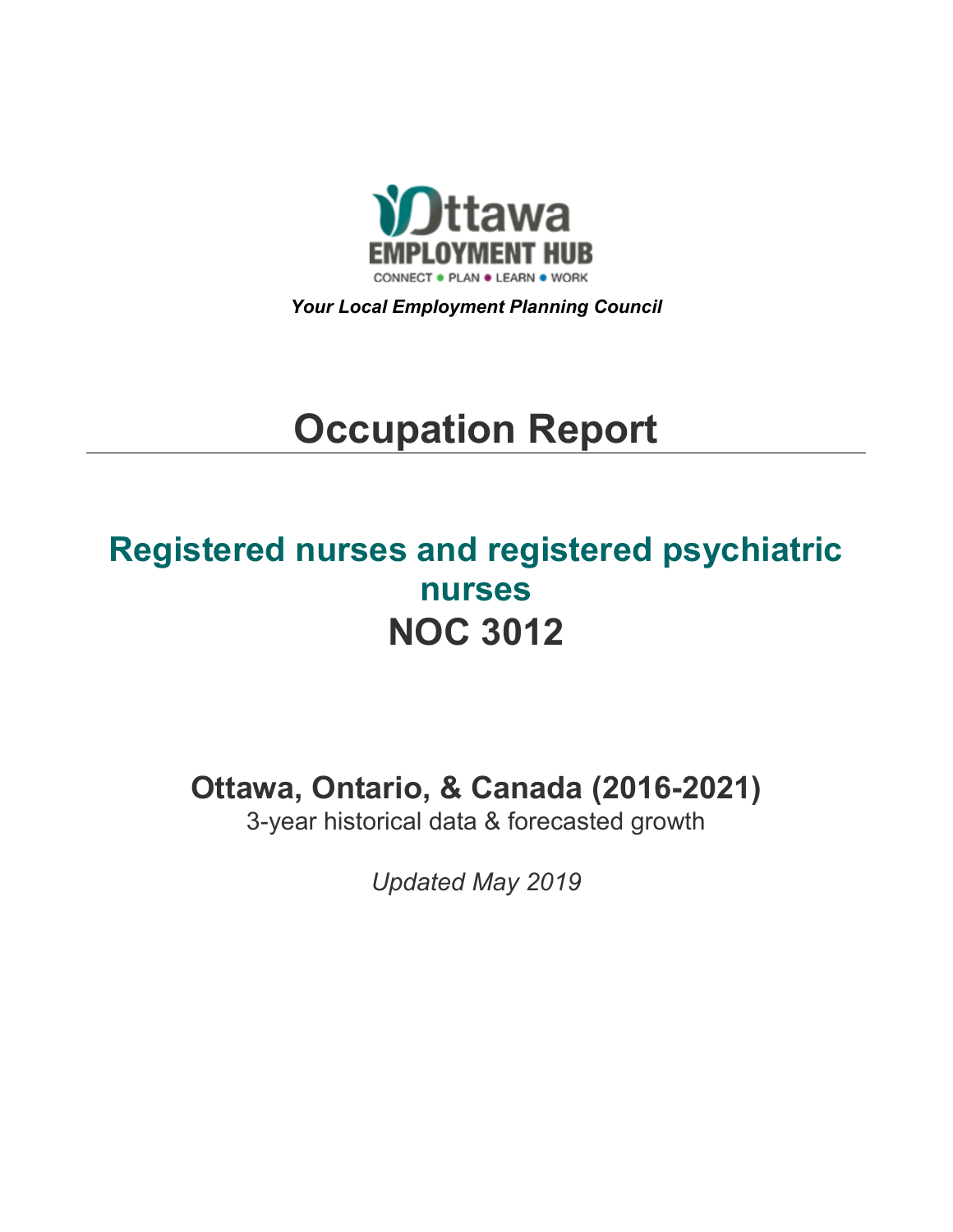Ottawa
EMPLOYMENT HUB
CONNECT • PLAN • LEARN • WORK

***Your Local Employment Planning Council***

# Occupation Report

## Registered nurses and registered psychiatric nurses
## NOC 3012

### Ottawa, Ontario, & Canada (2016-2021)

3-year historical data & forecasted growth

*Updated May 2019*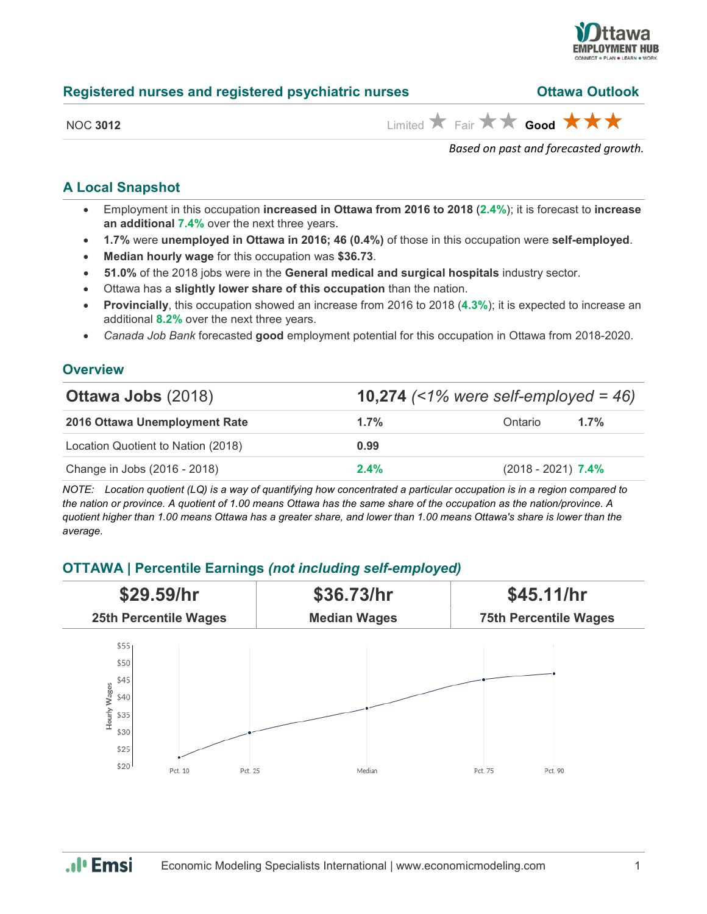## Registered nurses and registered psychiatric nurses — Ottawa Outlook

NOC **3012**

Limited ★ Fair ★★ **Good ★★★**

*Based on past and forecasted growth.*

### A Local Snapshot

- Employment in this occupation **increased in Ottawa from 2016 to 2018** (**2.4%**); it is forecast to **increase an additional 7.4%** over the next three years.
- **1.7%** were **unemployed in Ottawa in 2016; 46 (0.4%)** of those in this occupation were **self-employed**.
- **Median hourly wage** for this occupation was **$36.73**.
- **51.0%** of the 2018 jobs were in the **General medical and surgical hospitals** industry sector.
- Ottawa has a **slightly lower share of this occupation** than the nation.
- **Provincially**, this occupation showed an increase from 2016 to 2018 (**4.3%**); it is expected to increase an additional **8.2%** over the next three years.
- *Canada Job Bank* forecasted **good** employment potential for this occupation in Ottawa from 2018-2020.

### Overview

| **Ottawa Jobs** (2018) | **10,274** *(<1% were self-employed = 46)* | | |
|---|---|---|---|
| **2016 Ottawa Unemployment Rate** | **1.7%** | Ontario | **1.7%** |
| Location Quotient to Nation (2018) | **0.99** | | |
| Change in Jobs (2016 - 2018) | **2.4%** | (2018 - 2021) | **7.4%** |

*NOTE: Location quotient (LQ) is a way of quantifying how concentrated a particular occupation is in a region compared to the nation or province. A quotient of 1.00 means Ottawa has the same share of the occupation as the nation/province. A quotient higher than 1.00 means Ottawa has a greater share, and lower than 1.00 means Ottawa's share is lower than the average.*

### OTTAWA | Percentile Earnings *(not including self-employed)*

| **$29.59/hr** | **$36.73/hr** | **$45.11/hr** |
|---|---|---|
| **25th Percentile Wages** | **Median Wages** | **75th Percentile Wages** |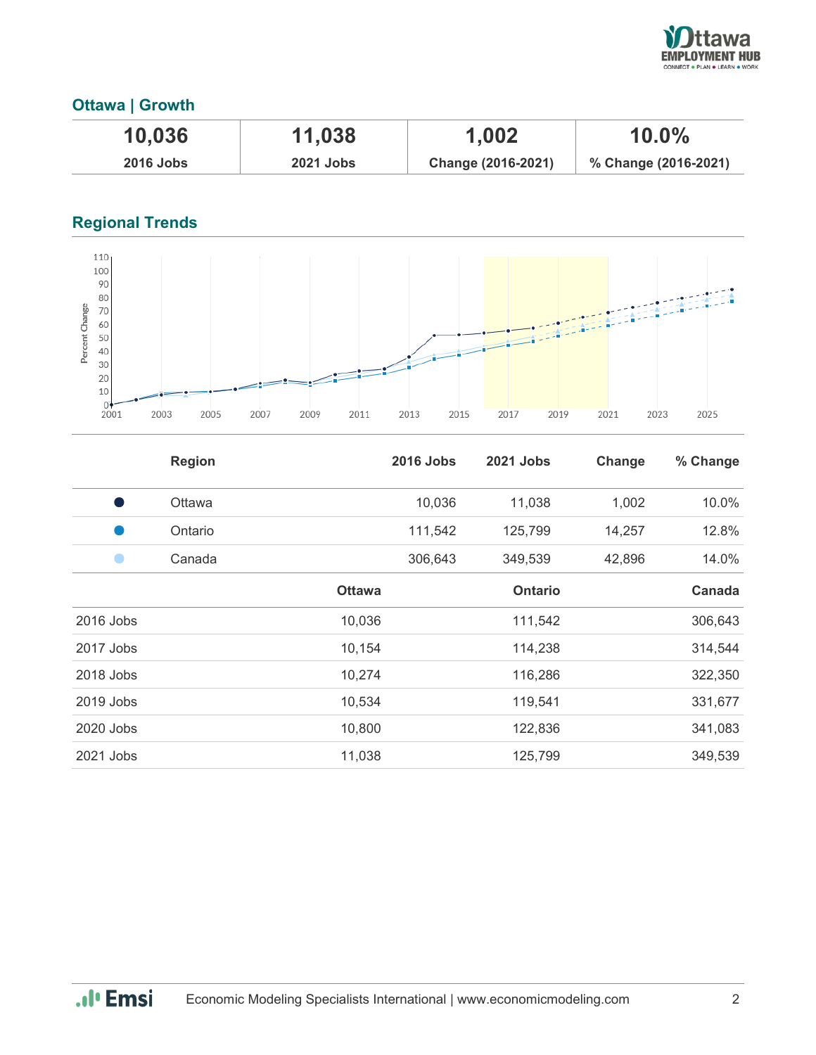## Ottawa | Growth

| 10,036 | 11,038 | 1,002 | 10.0% |
|---|---|---|---|
| 2016 Jobs | 2021 Jobs | Change (2016-2021) | % Change (2016-2021) |

## Regional Trends

| | Region | 2016 Jobs | 2021 Jobs | Change | % Change |
|---|---|---|---|---|---|
| ● | Ottawa | 10,036 | 11,038 | 1,002 | 10.0% |
| ● | Ontario | 111,542 | 125,799 | 14,257 | 12.8% |
| ● | Canada | 306,643 | 349,539 | 42,896 | 14.0% |

| | Ottawa | Ontario | Canada |
|---|---|---|---|
| 2016 Jobs | 10,036 | 111,542 | 306,643 |
| 2017 Jobs | 10,154 | 114,238 | 314,544 |
| 2018 Jobs | 10,274 | 116,286 | 322,350 |
| 2019 Jobs | 10,534 | 119,541 | 331,677 |
| 2020 Jobs | 10,800 | 122,836 | 341,083 |
| 2021 Jobs | 11,038 | 125,799 | 349,539 |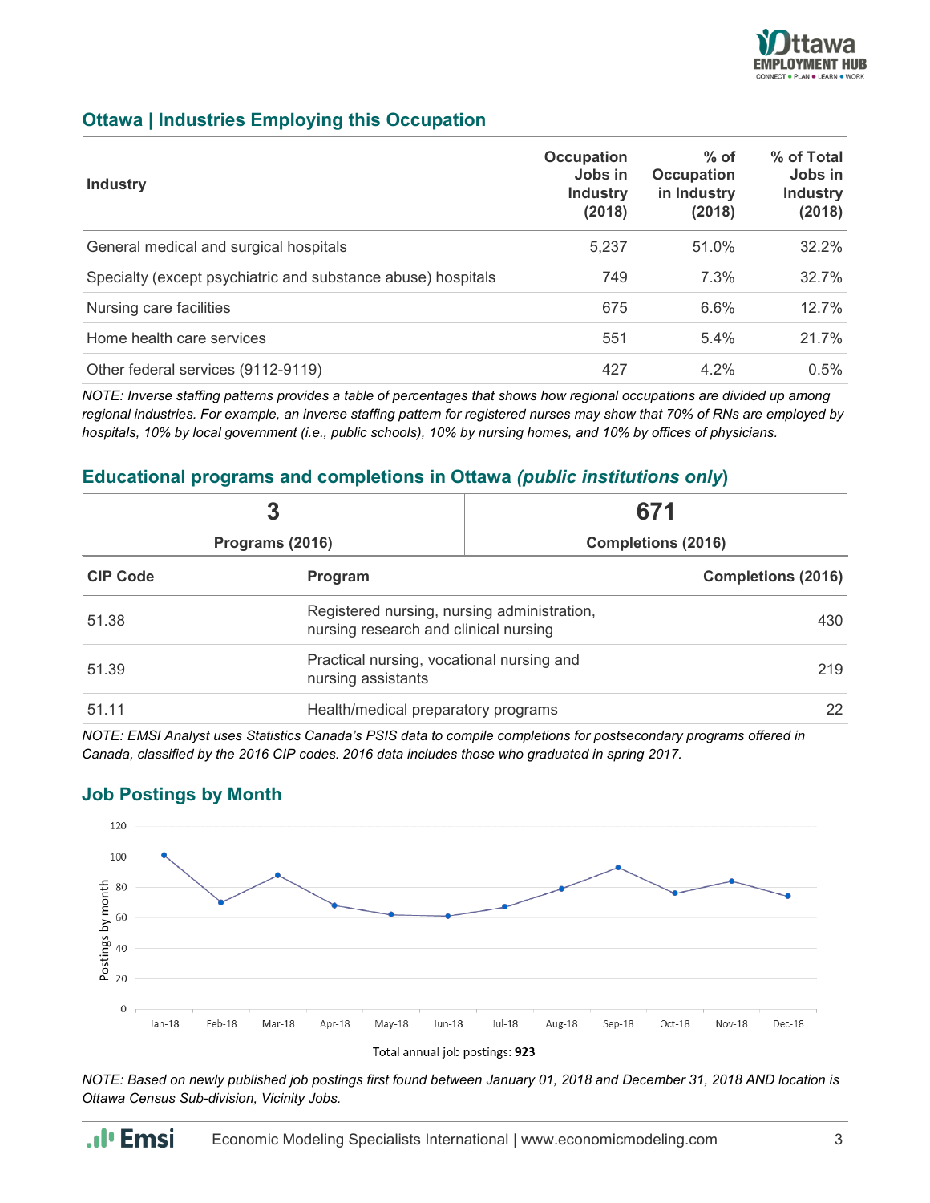## Ottawa | Industries Employing this Occupation

| Industry | Occupation Jobs in Industry (2018) | % of Occupation in Industry (2018) | % of Total Jobs in Industry (2018) |
|---|---|---|---|
| General medical and surgical hospitals | 5,237 | 51.0% | 32.2% |
| Specialty (except psychiatric and substance abuse) hospitals | 749 | 7.3% | 32.7% |
| Nursing care facilities | 675 | 6.6% | 12.7% |
| Home health care services | 551 | 5.4% | 21.7% |
| Other federal services (9112-9119) | 427 | 4.2% | 0.5% |

*NOTE: Inverse staffing patterns provides a table of percentages that shows how regional occupations are divided up among regional industries. For example, an inverse staffing pattern for registered nurses may show that 70% of RNs are employed by hospitals, 10% by local government (i.e., public schools), 10% by nursing homes, and 10% by offices of physicians.*

## Educational programs and completions in Ottawa *(public institutions only)*

| 3 | 671 |
|---|---|
| Programs (2016) | Completions (2016) |

| CIP Code | Program | Completions (2016) |
|---|---|---|
| 51.38 | Registered nursing, nursing administration, nursing research and clinical nursing | 430 |
| 51.39 | Practical nursing, vocational nursing and nursing assistants | 219 |
| 51.11 | Health/medical preparatory programs | 22 |

*NOTE: EMSI Analyst uses Statistics Canada's PSIS data to compile completions for postsecondary programs offered in Canada, classified by the 2016 CIP codes. 2016 data includes those who graduated in spring 2017.*

## Job Postings by Month

Total annual job postings: **923**

*NOTE: Based on newly published job postings first found between January 01, 2018 and December 31, 2018 AND location is Ottawa Census Sub-division, Vicinity Jobs.*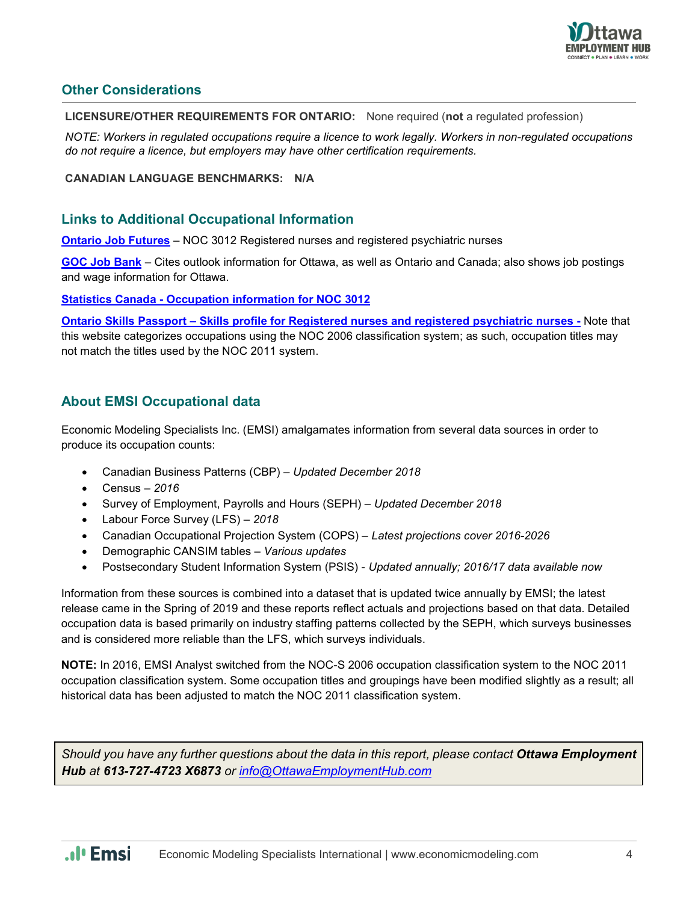## Other Considerations

**LICENSURE/OTHER REQUIREMENTS FOR ONTARIO:** None required (**not** a regulated profession)

*NOTE: Workers in regulated occupations require a licence to work legally. Workers in non-regulated occupations do not require a licence, but employers may have other certification requirements.*

**CANADIAN LANGUAGE BENCHMARKS: N/A**

## Links to Additional Occupational Information

**Ontario Job Futures** – NOC 3012 Registered nurses and registered psychiatric nurses

**GOC Job Bank** – Cites outlook information for Ottawa, as well as Ontario and Canada; also shows job postings and wage information for Ottawa.

**Statistics Canada - Occupation information for NOC 3012**

**Ontario Skills Passport – Skills profile for Registered nurses and registered psychiatric nurses -** Note that this website categorizes occupations using the NOC 2006 classification system; as such, occupation titles may not match the titles used by the NOC 2011 system.

## About EMSI Occupational data

Economic Modeling Specialists Inc. (EMSI) amalgamates information from several data sources in order to produce its occupation counts:

- Canadian Business Patterns (CBP) – *Updated December 2018*
- Census – *2016*
- Survey of Employment, Payrolls and Hours (SEPH) – *Updated December 2018*
- Labour Force Survey (LFS) – *2018*
- Canadian Occupational Projection System (COPS) – *Latest projections cover 2016-2026*
- Demographic CANSIM tables – *Various updates*
- Postsecondary Student Information System (PSIS) - *Updated annually; 2016/17 data available now*

Information from these sources is combined into a dataset that is updated twice annually by EMSI; the latest release came in the Spring of 2019 and these reports reflect actuals and projections based on that data. Detailed occupation data is based primarily on industry staffing patterns collected by the SEPH, which surveys businesses and is considered more reliable than the LFS, which surveys individuals.

**NOTE:** In 2016, EMSI Analyst switched from the NOC-S 2006 occupation classification system to the NOC 2011 occupation classification system. Some occupation titles and groupings have been modified slightly as a result; all historical data has been adjusted to match the NOC 2011 classification system.

*Should you have any further questions about the data in this report, please contact **Ottawa Employment Hub** at **613-727-4723 X6873** or info@OttawaEmploymentHub.com*